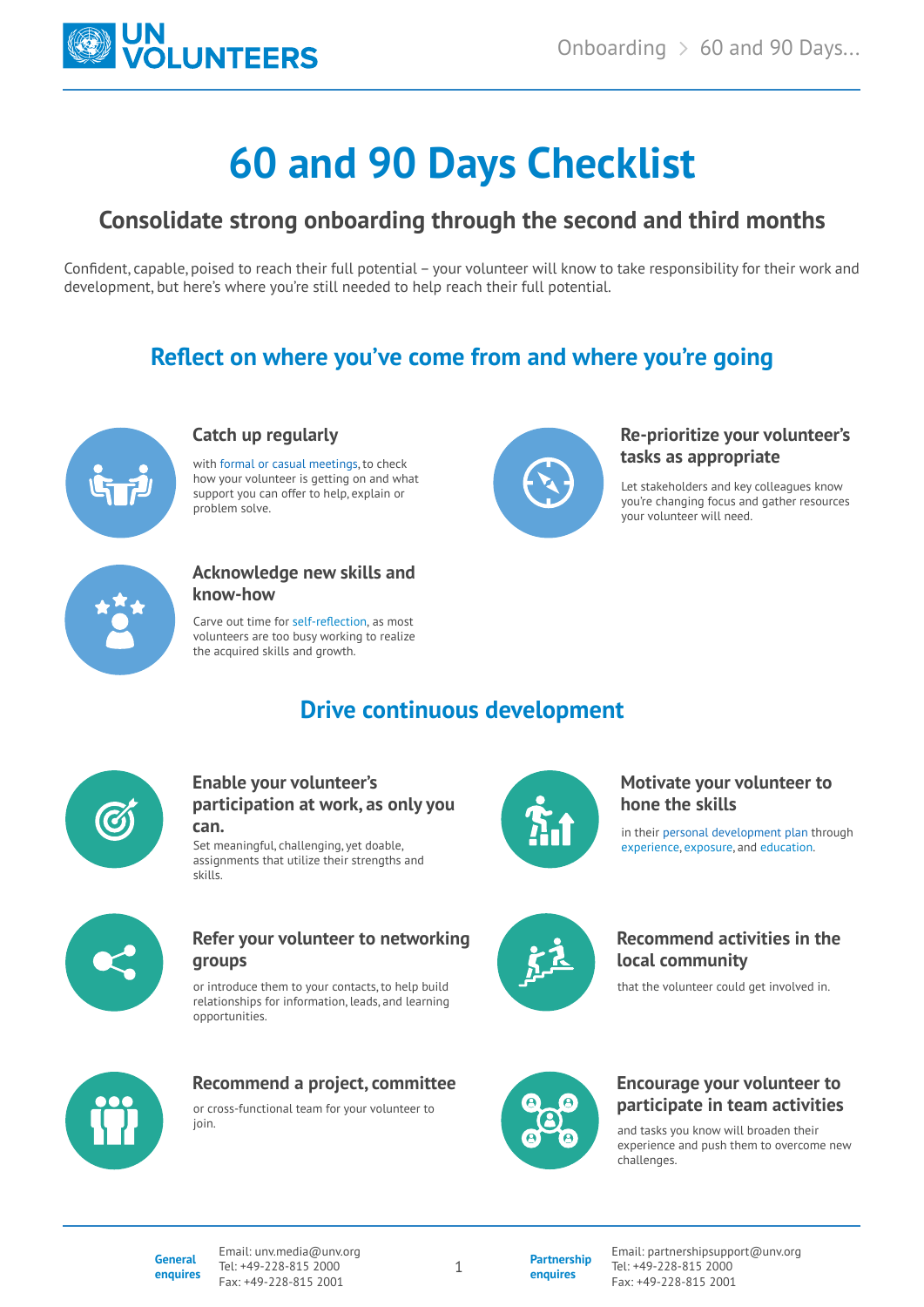# 60 and 90 Days Checklist

## Consolidate strong onboarding through the second and third months

Confident, capable, poised to reach their full potential – your volunteer will know to take responsibility for their work and development, but here's where you're still needed to help reach their full potential.

## Reflect on where you've come from and where you're going

### Catch up regularly

with formal or casual meetings, to check how your volunteer is getting on and what support you can offer to help, explain or problem solve.

### Re-prioritize your volunteer's tasks as appropriate

Let stakeholders and key colleagues know you're changing focus and gather resources your volunteer will need.

### Acknowledge new skills and know-how

Carve out time for self-reflection, as most volunteers are too busy working to realize the acquired skills and growth.

## Drive continuous development

### Enable your volunteer's participation at work, as only you can.

Set meaningful, challenging, yet doable, assignments that utilize their strengths and skills.

### Motivate your volunteer to hone the skills

in their personal development plan through experience, exposure, and education.

### Refer your volunteer to networking groups

or introduce them to your contacts, to help build relationships for information, leads, and learning opportunities.

### Recommend activities in the local community

that the volunteer could get involved in.

### Recommend a project, committee

or cross-functional team for your volunteer to join.

### Encourage your volunteer to participate in team activities

and tasks you know will broaden their experience and push them to overcome new challenges.

**General enquires**
Email: unv.media@unv.org
Tel: +49-228-815 2000
Fax: +49-228-815 2001

**Partnership enquires**
Email: partnershipsupport@unv.org
Tel: +49-228-815 2000
Fax: +49-228-815 2001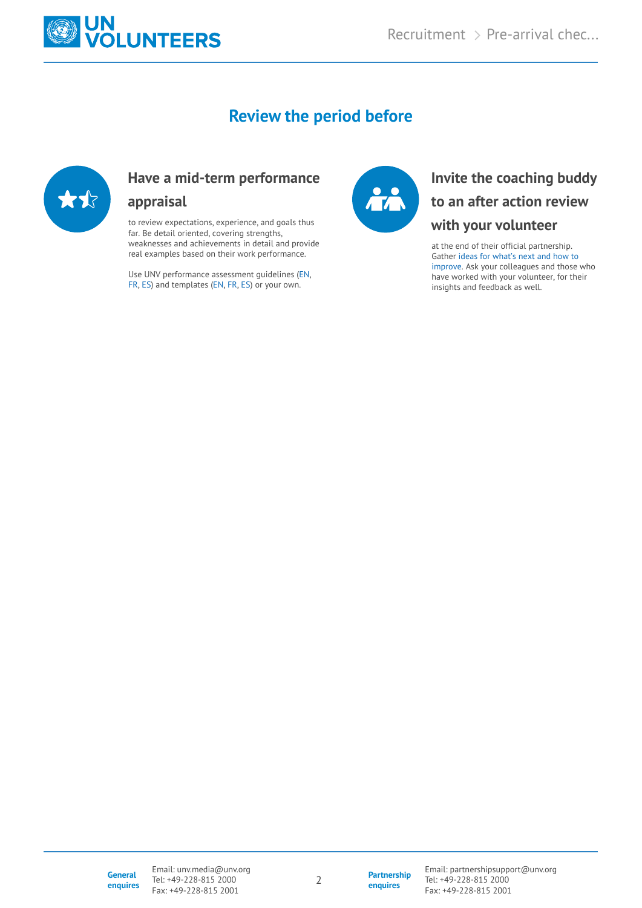## Review the period before

### Have a mid-term performance appraisal

to review expectations, experience, and goals thus far. Be detail oriented, covering strengths, weaknesses and achievements in detail and provide real examples based on their work performance.

Use UNV performance assessment guidelines (EN, FR, ES) and templates (EN, FR, ES) or your own.

### Invite the coaching buddy to an after action review with your volunteer

at the end of their official partnership. Gather ideas for what's next and how to improve. Ask your colleagues and those who have worked with your volunteer, for their insights and feedback as well.